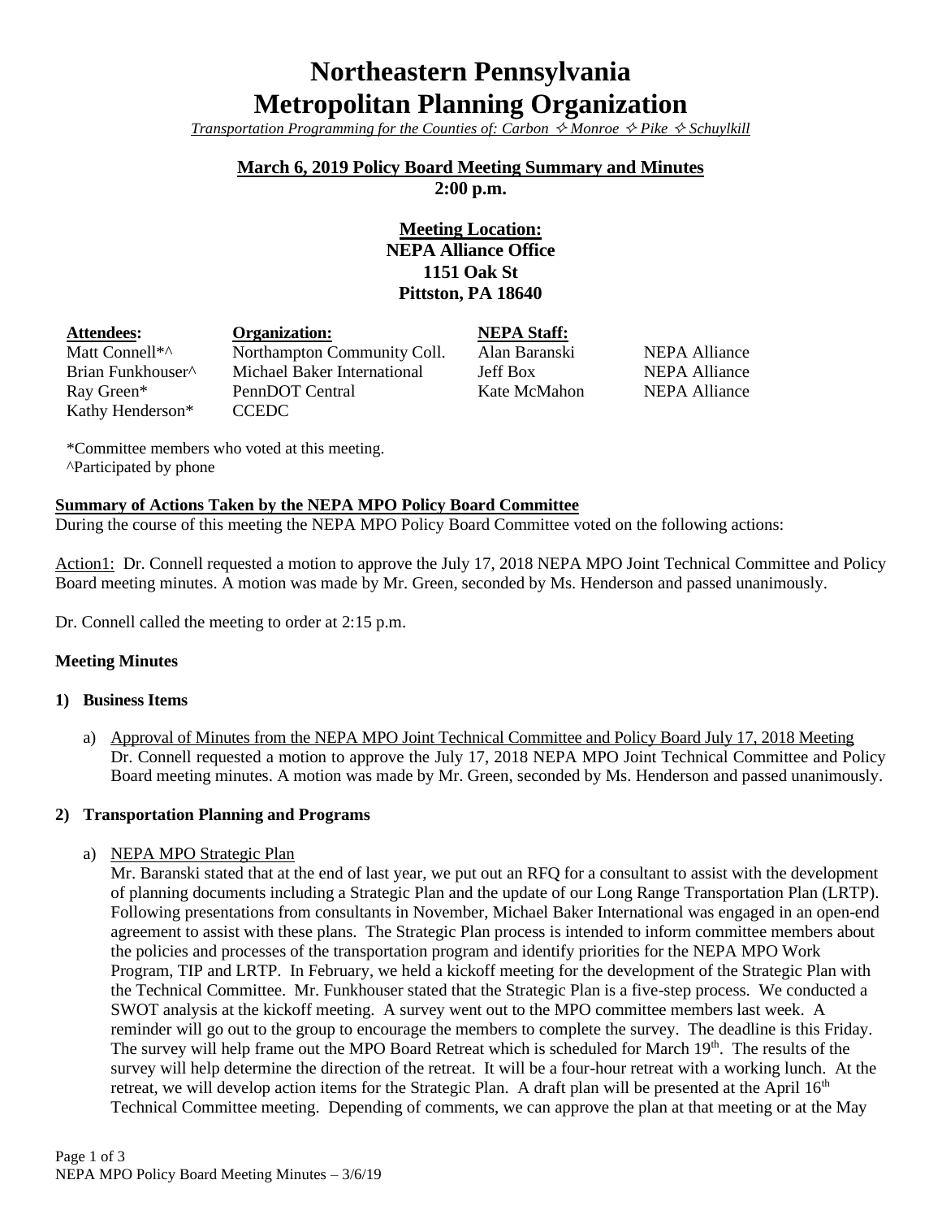# Northeastern Pennsylvania Metropolitan Planning Organization

*Transportation Programming for the Counties of: Carbon ✧ Monroe ✧ Pike ✧ Schuylkill*

**March 6, 2019 Policy Board Meeting Summary and Minutes**
**2:00 p.m.**

**Meeting Location:**
**NEPA Alliance Office**
**1151 Oak St**
**Pittston, PA 18640**

| **Attendees:** | **Organization:** | **NEPA Staff:** | |
|---|---|---|---|
| Matt Connell*^ | Northampton Community Coll. | Alan Baranski | NEPA Alliance |
| Brian Funkhouser^ | Michael Baker International | Jeff Box | NEPA Alliance |
| Ray Green* | PennDOT Central | Kate McMahon | NEPA Alliance |
| Kathy Henderson* | CCEDC | | |

*Committee members who voted at this meeting.
^Participated by phone

**Summary of Actions Taken by the NEPA MPO Policy Board Committee**

During the course of this meeting the NEPA MPO Policy Board Committee voted on the following actions:

Action1: Dr. Connell requested a motion to approve the July 17, 2018 NEPA MPO Joint Technical Committee and Policy Board meeting minutes. A motion was made by Mr. Green, seconded by Ms. Henderson and passed unanimously.

Dr. Connell called the meeting to order at 2:15 p.m.

**Meeting Minutes**

**1) Business Items**

a) Approval of Minutes from the NEPA MPO Joint Technical Committee and Policy Board July 17, 2018 Meeting
Dr. Connell requested a motion to approve the July 17, 2018 NEPA MPO Joint Technical Committee and Policy Board meeting minutes. A motion was made by Mr. Green, seconded by Ms. Henderson and passed unanimously.

**2) Transportation Planning and Programs**

a) NEPA MPO Strategic Plan
Mr. Baranski stated that at the end of last year, we put out an RFQ for a consultant to assist with the development of planning documents including a Strategic Plan and the update of our Long Range Transportation Plan (LRTP). Following presentations from consultants in November, Michael Baker International was engaged in an open-end agreement to assist with these plans. The Strategic Plan process is intended to inform committee members about the policies and processes of the transportation program and identify priorities for the NEPA MPO Work Program, TIP and LRTP. In February, we held a kickoff meeting for the development of the Strategic Plan with the Technical Committee. Mr. Funkhouser stated that the Strategic Plan is a five-step process. We conducted a SWOT analysis at the kickoff meeting. A survey went out to the MPO committee members last week. A reminder will go out to the group to encourage the members to complete the survey. The deadline is this Friday. The survey will help frame out the MPO Board Retreat which is scheduled for March 19th. The results of the survey will help determine the direction of the retreat. It will be a four-hour retreat with a working lunch. At the retreat, we will develop action items for the Strategic Plan. A draft plan will be presented at the April 16th Technical Committee meeting. Depending of comments, we can approve the plan at that meeting or at the May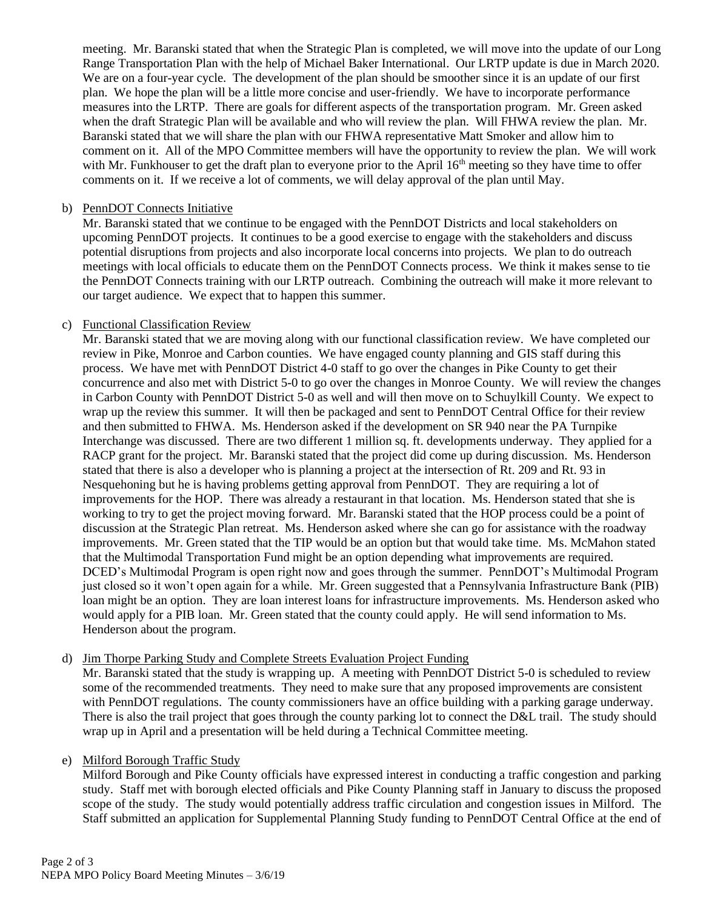meeting. Mr. Baranski stated that when the Strategic Plan is completed, we will move into the update of our Long Range Transportation Plan with the help of Michael Baker International. Our LRTP update is due in March 2020. We are on a four-year cycle. The development of the plan should be smoother since it is an update of our first plan. We hope the plan will be a little more concise and user-friendly. We have to incorporate performance measures into the LRTP. There are goals for different aspects of the transportation program. Mr. Green asked when the draft Strategic Plan will be available and who will review the plan. Will FHWA review the plan. Mr. Baranski stated that we will share the plan with our FHWA representative Matt Smoker and allow him to comment on it. All of the MPO Committee members will have the opportunity to review the plan. We will work with Mr. Funkhouser to get the draft plan to everyone prior to the April 16th meeting so they have time to offer comments on it. If we receive a lot of comments, we will delay approval of the plan until May.

b) PennDOT Connects Initiative

Mr. Baranski stated that we continue to be engaged with the PennDOT Districts and local stakeholders on upcoming PennDOT projects. It continues to be a good exercise to engage with the stakeholders and discuss potential disruptions from projects and also incorporate local concerns into projects. We plan to do outreach meetings with local officials to educate them on the PennDOT Connects process. We think it makes sense to tie the PennDOT Connects training with our LRTP outreach. Combining the outreach will make it more relevant to our target audience. We expect that to happen this summer.

c) Functional Classification Review

Mr. Baranski stated that we are moving along with our functional classification review. We have completed our review in Pike, Monroe and Carbon counties. We have engaged county planning and GIS staff during this process. We have met with PennDOT District 4-0 staff to go over the changes in Pike County to get their concurrence and also met with District 5-0 to go over the changes in Monroe County. We will review the changes in Carbon County with PennDOT District 5-0 as well and will then move on to Schuylkill County. We expect to wrap up the review this summer. It will then be packaged and sent to PennDOT Central Office for their review and then submitted to FHWA. Ms. Henderson asked if the development on SR 940 near the PA Turnpike Interchange was discussed. There are two different 1 million sq. ft. developments underway. They applied for a RACP grant for the project. Mr. Baranski stated that the project did come up during discussion. Ms. Henderson stated that there is also a developer who is planning a project at the intersection of Rt. 209 and Rt. 93 in Nesquehoning but he is having problems getting approval from PennDOT. They are requiring a lot of improvements for the HOP. There was already a restaurant in that location. Ms. Henderson stated that she is working to try to get the project moving forward. Mr. Baranski stated that the HOP process could be a point of discussion at the Strategic Plan retreat. Ms. Henderson asked where she can go for assistance with the roadway improvements. Mr. Green stated that the TIP would be an option but that would take time. Ms. McMahon stated that the Multimodal Transportation Fund might be an option depending what improvements are required. DCED's Multimodal Program is open right now and goes through the summer. PennDOT's Multimodal Program just closed so it won't open again for a while. Mr. Green suggested that a Pennsylvania Infrastructure Bank (PIB) loan might be an option. They are loan interest loans for infrastructure improvements. Ms. Henderson asked who would apply for a PIB loan. Mr. Green stated that the county could apply. He will send information to Ms. Henderson about the program.

d) Jim Thorpe Parking Study and Complete Streets Evaluation Project Funding

Mr. Baranski stated that the study is wrapping up. A meeting with PennDOT District 5-0 is scheduled to review some of the recommended treatments. They need to make sure that any proposed improvements are consistent with PennDOT regulations. The county commissioners have an office building with a parking garage underway. There is also the trail project that goes through the county parking lot to connect the D&L trail. The study should wrap up in April and a presentation will be held during a Technical Committee meeting.

e) Milford Borough Traffic Study

Milford Borough and Pike County officials have expressed interest in conducting a traffic congestion and parking study. Staff met with borough elected officials and Pike County Planning staff in January to discuss the proposed scope of the study. The study would potentially address traffic circulation and congestion issues in Milford. The Staff submitted an application for Supplemental Planning Study funding to PennDOT Central Office at the end of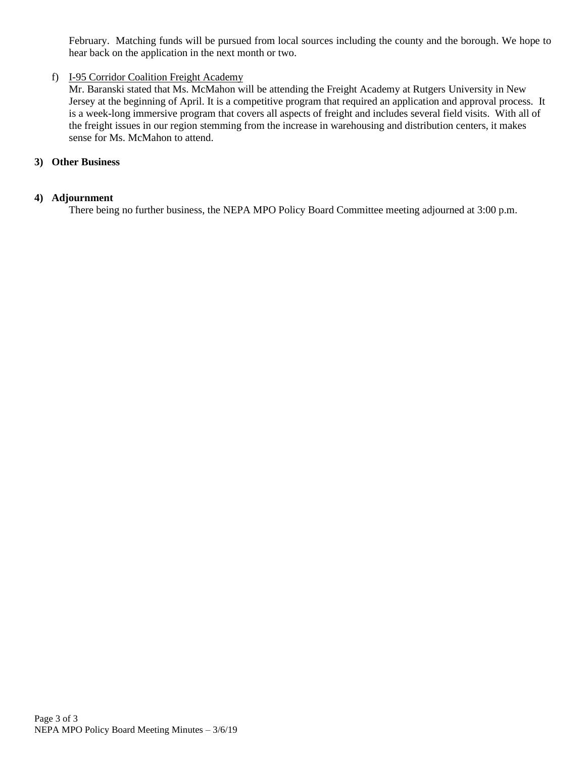February. Matching funds will be pursued from local sources including the county and the borough. We hope to hear back on the application in the next month or two.

f) <u>I-95 Corridor Coalition Freight Academy</u>

Mr. Baranski stated that Ms. McMahon will be attending the Freight Academy at Rutgers University in New Jersey at the beginning of April. It is a competitive program that required an application and approval process. It is a week-long immersive program that covers all aspects of freight and includes several field visits. With all of the freight issues in our region stemming from the increase in warehousing and distribution centers, it makes sense for Ms. McMahon to attend.

**3) Other Business**

**4) Adjournment**

There being no further business, the NEPA MPO Policy Board Committee meeting adjourned at 3:00 p.m.